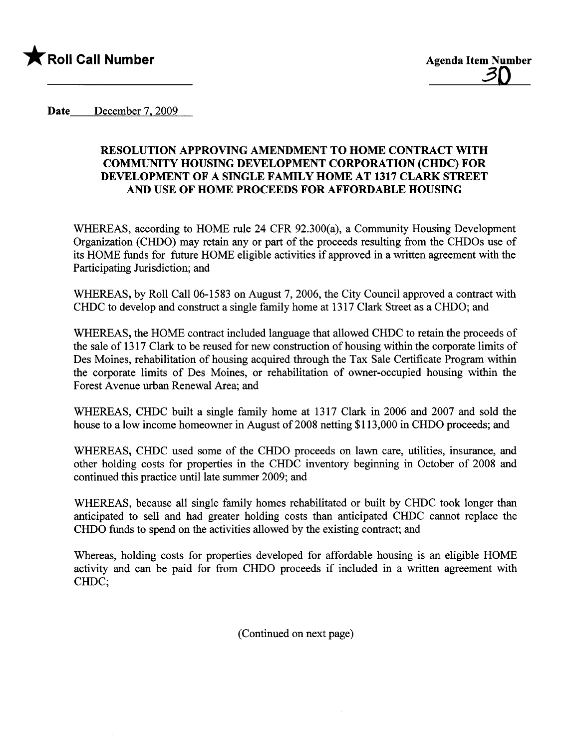★ **Roll Call Number**

**Agenda Item Number**
30

**Date** December 7, 2009

### RESOLUTION APPROVING AMENDMENT TO HOME CONTRACT WITH COMMUNITY HOUSING DEVELOPMENT CORPORATION (CHDC) FOR DEVELOPMENT OF A SINGLE FAMILY HOME AT 1317 CLARK STREET AND USE OF HOME PROCEEDS FOR AFFORDABLE HOUSING

WHEREAS, according to HOME rule 24 CFR 92.300(a), a Community Housing Development Organization (CHDO) may retain any or part of the proceeds resulting from the CHDOs use of its HOME funds for future HOME eligible activities if approved in a written agreement with the Participating Jurisdiction; and

WHEREAS, by Roll Call 06-1583 on August 7, 2006, the City Council approved a contract with CHDC to develop and construct a single family home at 1317 Clark Street as a CHDO; and

WHEREAS, the HOME contract included language that allowed CHDC to retain the proceeds of the sale of 1317 Clark to be reused for new construction of housing within the corporate limits of Des Moines, rehabilitation of housing acquired through the Tax Sale Certificate Program within the corporate limits of Des Moines, or rehabilitation of owner-occupied housing within the Forest Avenue urban Renewal Area; and

WHEREAS, CHDC built a single family home at 1317 Clark in 2006 and 2007 and sold the house to a low income homeowner in August of 2008 netting $113,000 in CHDO proceeds; and

WHEREAS, CHDC used some of the CHDO proceeds on lawn care, utilities, insurance, and other holding costs for properties in the CHDC inventory beginning in October of 2008 and continued this practice until late summer 2009; and

WHEREAS, because all single family homes rehabilitated or built by CHDC took longer than anticipated to sell and had greater holding costs than anticipated CHDC cannot replace the CHDO funds to spend on the activities allowed by the existing contract; and

Whereas, holding costs for properties developed for affordable housing is an eligible HOME activity and can be paid for from CHDO proceeds if included in a written agreement with CHDC;

(Continued on next page)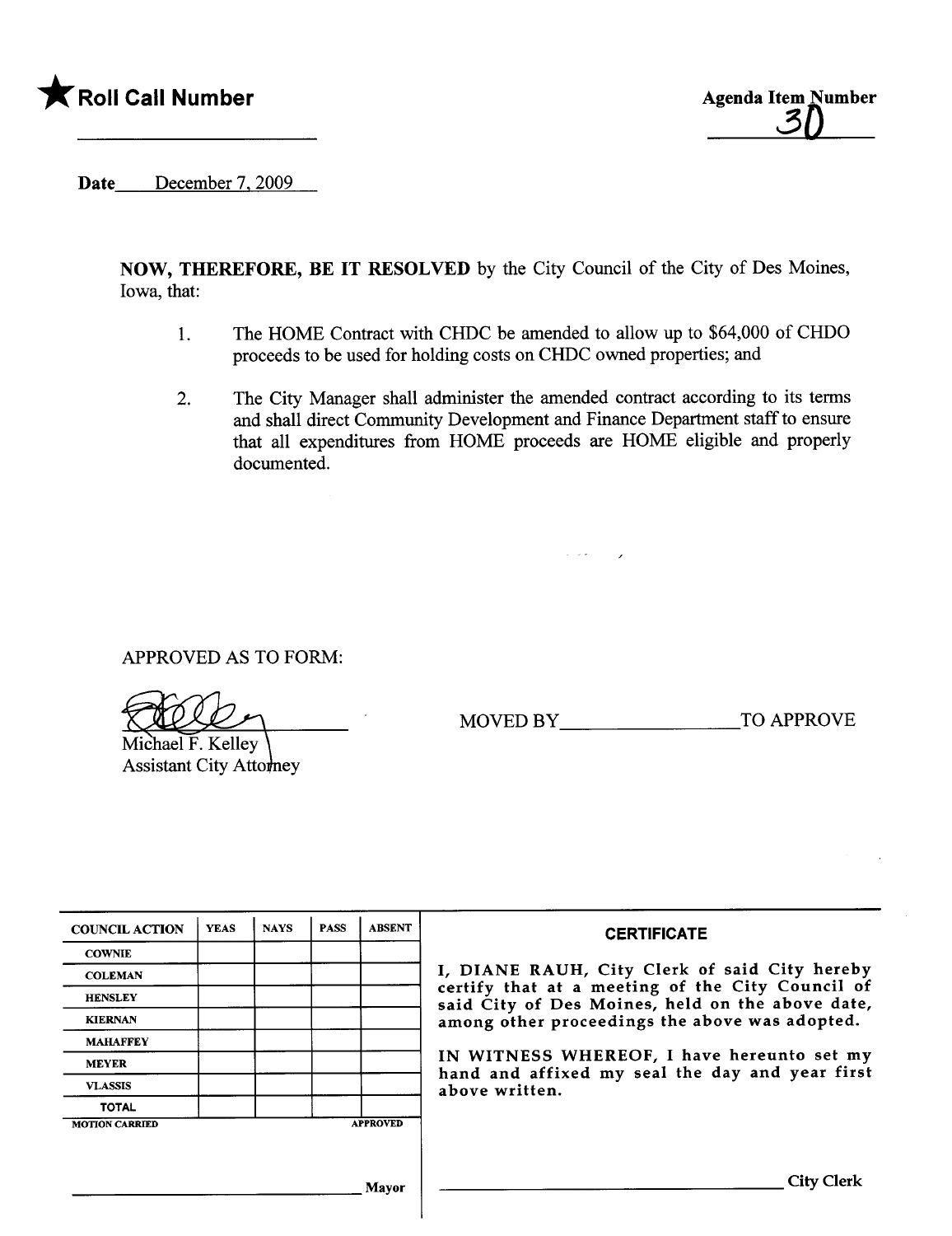★ **Roll Call Number**

\_\_\_\_\_\_\_\_\_\_\_\_\_\_\_\_\_\_\_\_\_\_\_\_

**Agenda Item Number**

30

**Date** December 7, 2009

**NOW, THEREFORE, BE IT RESOLVED** by the City Council of the City of Des Moines, Iowa, that:

1. The HOME Contract with CHDC be amended to allow up to $64,000 of CHDO proceeds to be used for holding costs on CHDC owned properties; and

2. The City Manager shall administer the amended contract according to its terms and shall direct Community Development and Finance Department staff to ensure that all expenditures from HOME proceeds are HOME eligible and properly documented.

APPROVED AS TO FORM:

Michael F. Kelley
Assistant City Attorney

MOVED BY\_\_\_\_\_\_\_\_\_\_\_\_\_\_\_\_\_\_TO APPROVE

| COUNCIL ACTION | YEAS | NAYS | PASS | ABSENT |
|---|---|---|---|---|
| COWNIE | | | | |
| COLEMAN | | | | |
| HENSLEY | | | | |
| KIERNAN | | | | |
| MAHAFFEY | | | | |
| MEYER | | | | |
| VLASSIS | | | | |
| TOTAL | | | | |
| MOTION CARRIED | | | | APPROVED |

\_\_\_\_\_\_\_\_\_\_\_\_\_\_\_\_\_\_\_\_\_\_\_\_ Mayor

**CERTIFICATE**

I, DIANE RAUH, City Clerk of said City hereby certify that at a meeting of the City Council of said City of Des Moines, held on the above date, among other proceedings the above was adopted.

IN WITNESS WHEREOF, I have hereunto set my hand and affixed my seal the day and year first above written.

\_\_\_\_\_\_\_\_\_\_\_\_\_\_\_\_\_\_\_\_\_\_\_\_ City Clerk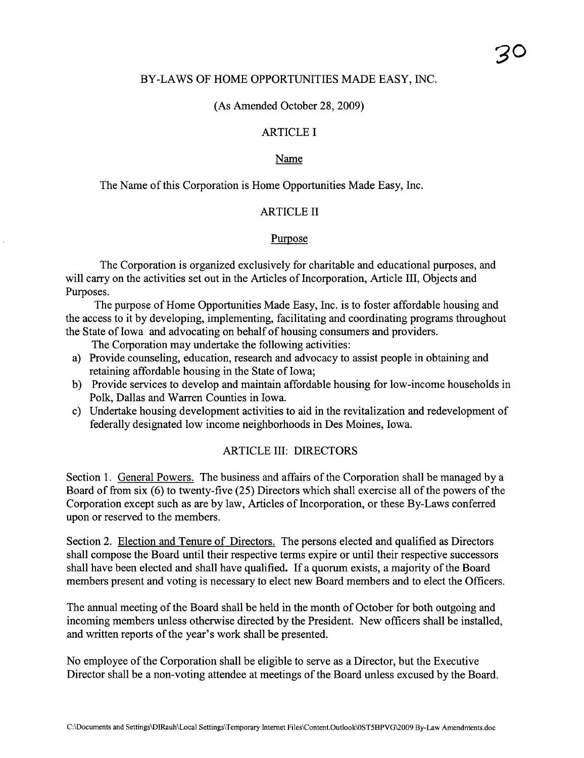# BY-LAWS OF HOME OPPORTUNITIES MADE EASY, INC.

(As Amended October 28, 2009)

## ARTICLE I

### Name

The Name of this Corporation is Home Opportunities Made Easy, Inc.

## ARTICLE II

### Purpose

The Corporation is organized exclusively for charitable and educational purposes, and will carry on the activities set out in the Articles of Incorporation, Article III, Objects and Purposes.

The purpose of Home Opportunities Made Easy, Inc. is to foster affordable housing and the access to it by developing, implementing, facilitating and coordinating programs throughout the State of Iowa and advocating on behalf of housing consumers and providers.

The Corporation may undertake the following activities:

a) Provide counseling, education, research and advocacy to assist people in obtaining and retaining affordable housing in the State of Iowa;
b) Provide services to develop and maintain affordable housing for low-income households in Polk, Dallas and Warren Counties in Iowa.
c) Undertake housing development activities to aid in the revitalization and redevelopment of federally designated low income neighborhoods in Des Moines, Iowa.

## ARTICLE III: DIRECTORS

Section 1. General Powers. The business and affairs of the Corporation shall be managed by a Board of from six (6) to twenty-five (25) Directors which shall exercise all of the powers of the Corporation except such as are by law, Articles of Incorporation, or these By-Laws conferred upon or reserved to the members.

Section 2. Election and Tenure of Directors. The persons elected and qualified as Directors shall compose the Board until their respective terms expire or until their respective successors shall have been elected and shall have qualified. If a quorum exists, a majority of the Board members present and voting is necessary to elect new Board members and to elect the Officers.

The annual meeting of the Board shall be held in the month of October for both outgoing and incoming members unless otherwise directed by the President. New officers shall be installed, and written reports of the year's work shall be presented.

No employee of the Corporation shall be eligible to serve as a Director, but the Executive Director shall be a non-voting attendee at meetings of the Board unless excused by the Board.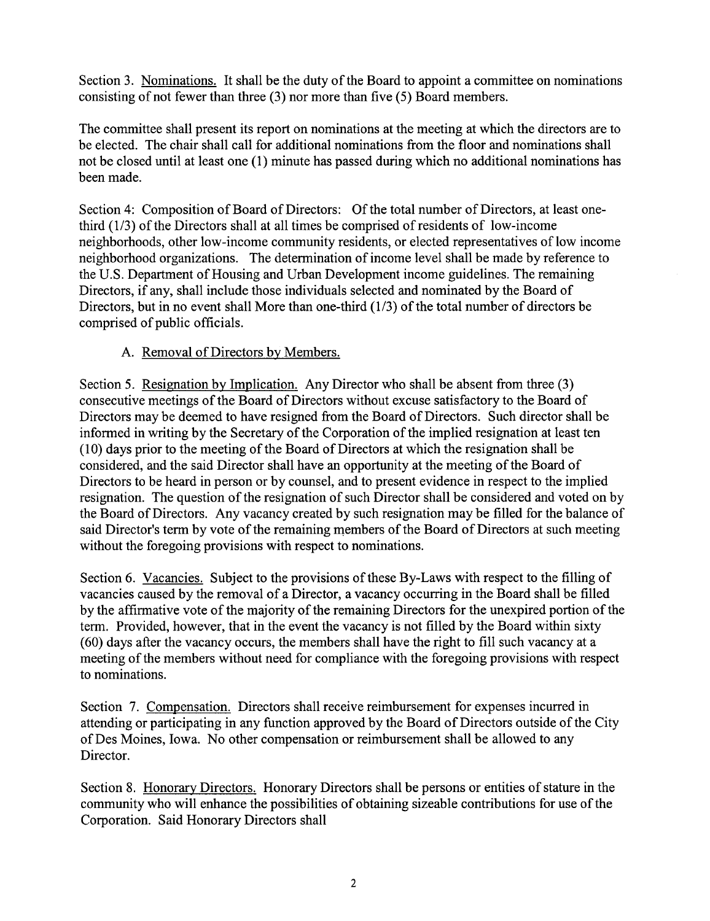Section 3. Nominations. It shall be the duty of the Board to appoint a committee on nominations consisting of not fewer than three (3) nor more than five (5) Board members.

The committee shall present its report on nominations at the meeting at which the directors are to be elected. The chair shall call for additional nominations from the floor and nominations shall not be closed until at least one (1) minute has passed during which no additional nominations has been made.

Section 4: Composition of Board of Directors: Of the total number of Directors, at least one-third (1/3) of the Directors shall at all times be comprised of residents of low-income neighborhoods, other low-income community residents, or elected representatives of low income neighborhood organizations. The determination of income level shall be made by reference to the U.S. Department of Housing and Urban Development income guidelines. The remaining Directors, if any, shall include those individuals selected and nominated by the Board of Directors, but in no event shall More than one-third (1/3) of the total number of directors be comprised of public officials.

A. Removal of Directors by Members.

Section 5. Resignation by Implication. Any Director who shall be absent from three (3) consecutive meetings of the Board of Directors without excuse satisfactory to the Board of Directors may be deemed to have resigned from the Board of Directors. Such director shall be informed in writing by the Secretary of the Corporation of the implied resignation at least ten (10) days prior to the meeting of the Board of Directors at which the resignation shall be considered, and the said Director shall have an opportunity at the meeting of the Board of Directors to be heard in person or by counsel, and to present evidence in respect to the implied resignation. The question of the resignation of such Director shall be considered and voted on by the Board of Directors. Any vacancy created by such resignation may be filled for the balance of said Director's term by vote of the remaining members of the Board of Directors at such meeting without the foregoing provisions with respect to nominations.

Section 6. Vacancies. Subject to the provisions of these By-Laws with respect to the filling of vacancies caused by the removal of a Director, a vacancy occurring in the Board shall be filled by the affirmative vote of the majority of the remaining Directors for the unexpired portion of the term. Provided, however, that in the event the vacancy is not filled by the Board within sixty (60) days after the vacancy occurs, the members shall have the right to fill such vacancy at a meeting of the members without need for compliance with the foregoing provisions with respect to nominations.

Section 7. Compensation. Directors shall receive reimbursement for expenses incurred in attending or participating in any function approved by the Board of Directors outside of the City of Des Moines, Iowa. No other compensation or reimbursement shall be allowed to any Director.

Section 8. Honorary Directors. Honorary Directors shall be persons or entities of stature in the community who will enhance the possibilities of obtaining sizeable contributions for use of the Corporation. Said Honorary Directors shall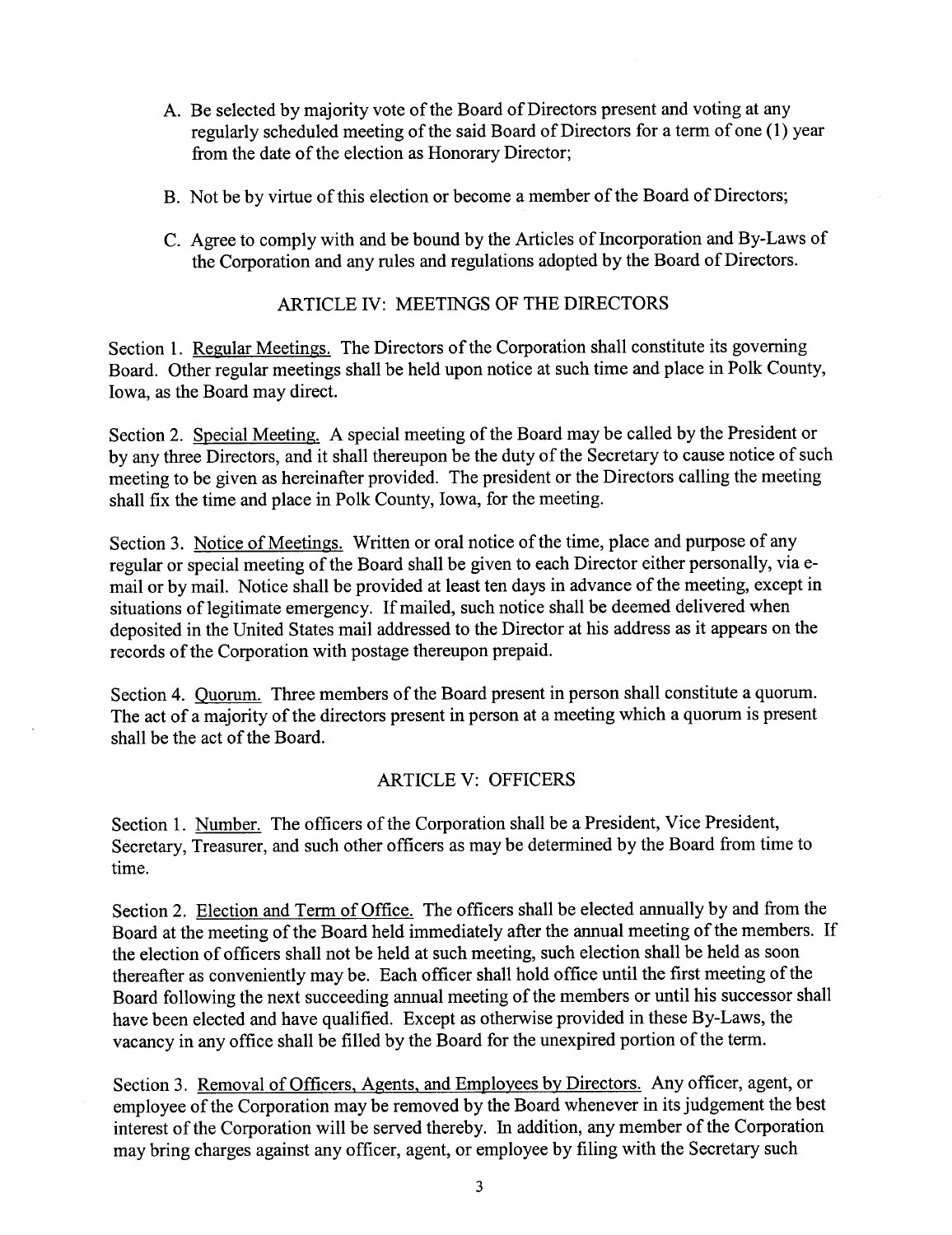A. Be selected by majority vote of the Board of Directors present and voting at any regularly scheduled meeting of the said Board of Directors for a term of one (1) year from the date of the election as Honorary Director;

B. Not be by virtue of this election or become a member of the Board of Directors;

C. Agree to comply with and be bound by the Articles of Incorporation and By-Laws of the Corporation and any rules and regulations adopted by the Board of Directors.

## ARTICLE IV: MEETINGS OF THE DIRECTORS

Section 1. Regular Meetings. The Directors of the Corporation shall constitute its governing Board. Other regular meetings shall be held upon notice at such time and place in Polk County, Iowa, as the Board may direct.

Section 2. Special Meeting. A special meeting of the Board may be called by the President or by any three Directors, and it shall thereupon be the duty of the Secretary to cause notice of such meeting to be given as hereinafter provided. The president or the Directors calling the meeting shall fix the time and place in Polk County, Iowa, for the meeting.

Section 3. Notice of Meetings. Written or oral notice of the time, place and purpose of any regular or special meeting of the Board shall be given to each Director either personally, via e-mail or by mail. Notice shall be provided at least ten days in advance of the meeting, except in situations of legitimate emergency. If mailed, such notice shall be deemed delivered when deposited in the United States mail addressed to the Director at his address as it appears on the records of the Corporation with postage thereupon prepaid.

Section 4. Quorum. Three members of the Board present in person shall constitute a quorum. The act of a majority of the directors present in person at a meeting which a quorum is present shall be the act of the Board.

## ARTICLE V: OFFICERS

Section 1. Number. The officers of the Corporation shall be a President, Vice President, Secretary, Treasurer, and such other officers as may be determined by the Board from time to time.

Section 2. Election and Term of Office. The officers shall be elected annually by and from the Board at the meeting of the Board held immediately after the annual meeting of the members. If the election of officers shall not be held at such meeting, such election shall be held as soon thereafter as conveniently may be. Each officer shall hold office until the first meeting of the Board following the next succeeding annual meeting of the members or until his successor shall have been elected and have qualified. Except as otherwise provided in these By-Laws, the vacancy in any office shall be filled by the Board for the unexpired portion of the term.

Section 3. Removal of Officers, Agents, and Employees by Directors. Any officer, agent, or employee of the Corporation may be removed by the Board whenever in its judgement the best interest of the Corporation will be served thereby. In addition, any member of the Corporation may bring charges against any officer, agent, or employee by filing with the Secretary such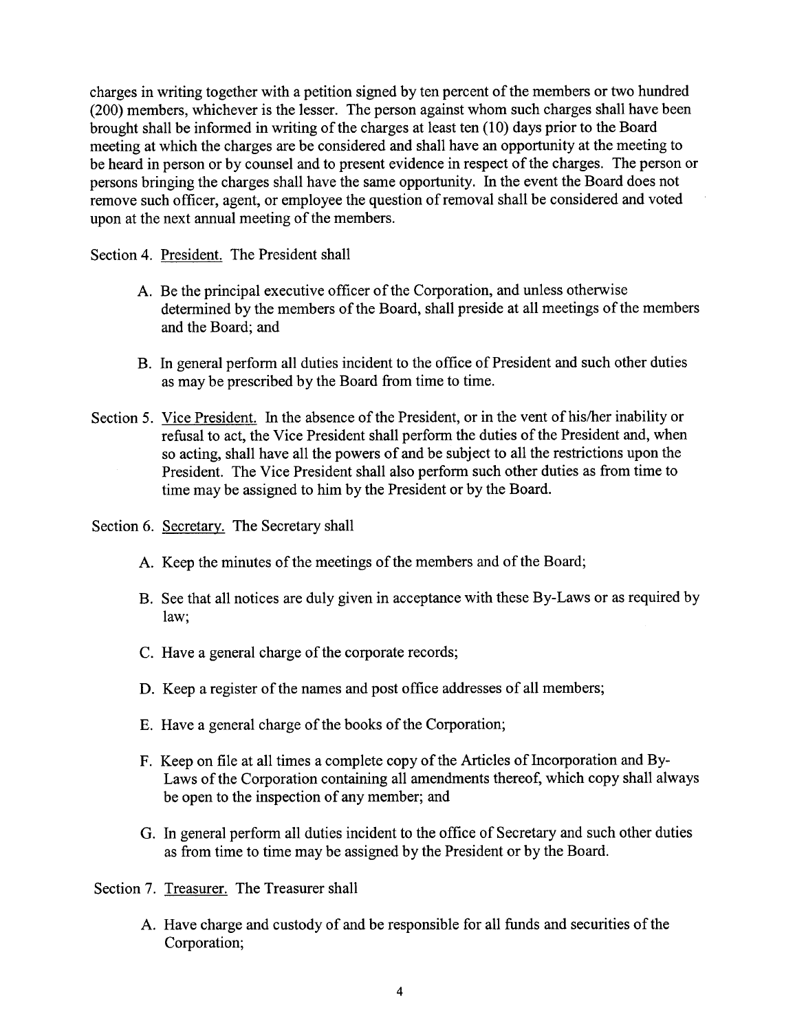charges in writing together with a petition signed by ten percent of the members or two hundred (200) members, whichever is the lesser. The person against whom such charges shall have been brought shall be informed in writing of the charges at least ten (10) days prior to the Board meeting at which the charges are be considered and shall have an opportunity at the meeting to be heard in person or by counsel and to present evidence in respect of the charges. The person or persons bringing the charges shall have the same opportunity. In the event the Board does not remove such officer, agent, or employee the question of removal shall be considered and voted upon at the next annual meeting of the members.

Section 4. <u>President.</u> The President shall

A. Be the principal executive officer of the Corporation, and unless otherwise determined by the members of the Board, shall preside at all meetings of the members and the Board; and

B. In general perform all duties incident to the office of President and such other duties as may be prescribed by the Board from time to time.

Section 5. <u>Vice President.</u> In the absence of the President, or in the vent of his/her inability or refusal to act, the Vice President shall perform the duties of the President and, when so acting, shall have all the powers of and be subject to all the restrictions upon the President. The Vice President shall also perform such other duties as from time to time may be assigned to him by the President or by the Board.

Section 6. <u>Secretary.</u> The Secretary shall

A. Keep the minutes of the meetings of the members and of the Board;

B. See that all notices are duly given in acceptance with these By-Laws or as required by law;

C. Have a general charge of the corporate records;

D. Keep a register of the names and post office addresses of all members;

E. Have a general charge of the books of the Corporation;

F. Keep on file at all times a complete copy of the Articles of Incorporation and By-Laws of the Corporation containing all amendments thereof, which copy shall always be open to the inspection of any member; and

G. In general perform all duties incident to the office of Secretary and such other duties as from time to time may be assigned by the President or by the Board.

Section 7. <u>Treasurer.</u> The Treasurer shall

A. Have charge and custody of and be responsible for all funds and securities of the Corporation;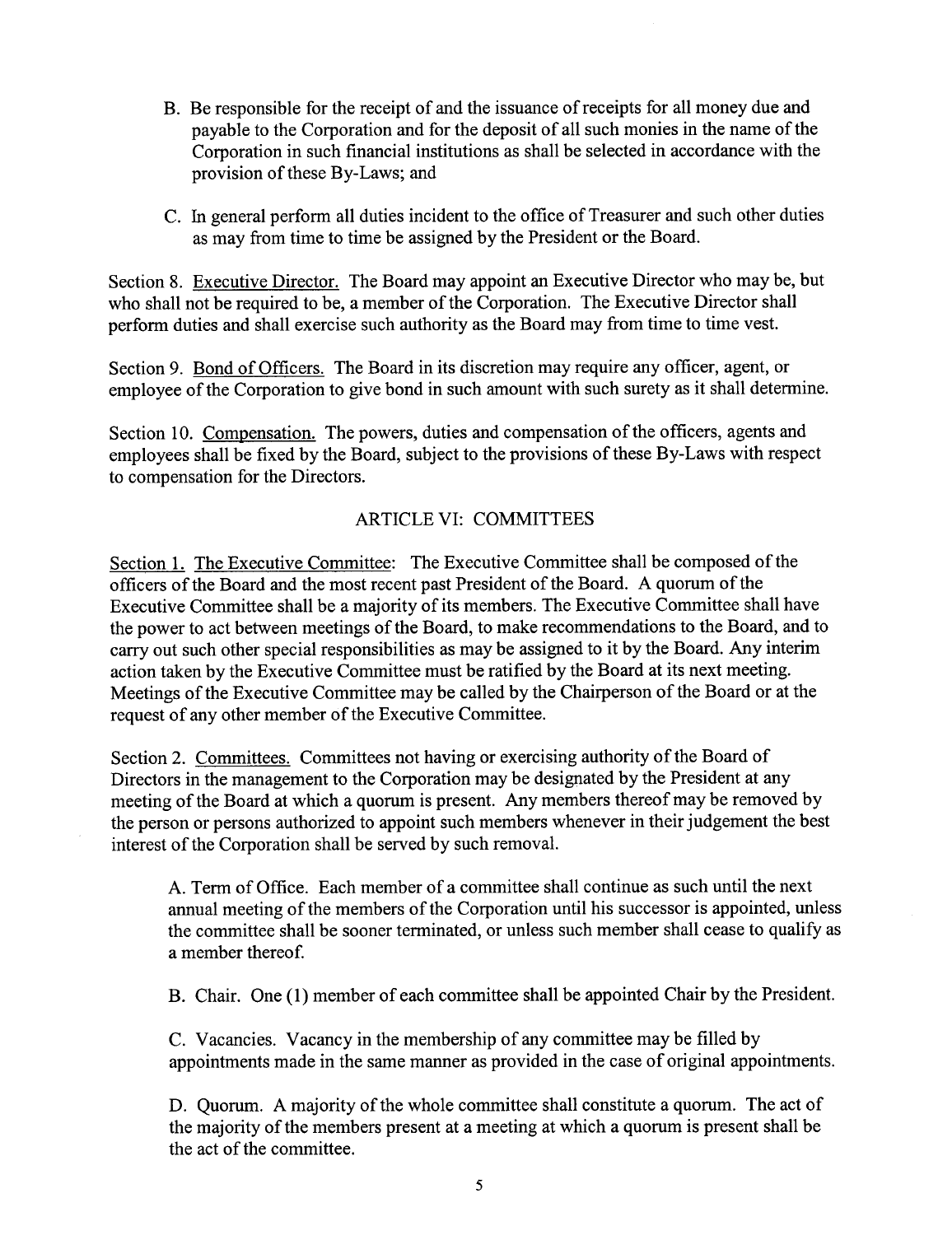B. Be responsible for the receipt of and the issuance of receipts for all money due and payable to the Corporation and for the deposit of all such monies in the name of the Corporation in such financial institutions as shall be selected in accordance with the provision of these By-Laws; and

C. In general perform all duties incident to the office of Treasurer and such other duties as may from time to time be assigned by the President or the Board.

Section 8. Executive Director. The Board may appoint an Executive Director who may be, but who shall not be required to be, a member of the Corporation. The Executive Director shall perform duties and shall exercise such authority as the Board may from time to time vest.

Section 9. Bond of Officers. The Board in its discretion may require any officer, agent, or employee of the Corporation to give bond in such amount with such surety as it shall determine.

Section 10. Compensation. The powers, duties and compensation of the officers, agents and employees shall be fixed by the Board, subject to the provisions of these By-Laws with respect to compensation for the Directors.

## ARTICLE VI: COMMITTEES

Section 1. The Executive Committee: The Executive Committee shall be composed of the officers of the Board and the most recent past President of the Board. A quorum of the Executive Committee shall be a majority of its members. The Executive Committee shall have the power to act between meetings of the Board, to make recommendations to the Board, and to carry out such other special responsibilities as may be assigned to it by the Board. Any interim action taken by the Executive Committee must be ratified by the Board at its next meeting. Meetings of the Executive Committee may be called by the Chairperson of the Board or at the request of any other member of the Executive Committee.

Section 2. Committees. Committees not having or exercising authority of the Board of Directors in the management to the Corporation may be designated by the President at any meeting of the Board at which a quorum is present. Any members thereof may be removed by the person or persons authorized to appoint such members whenever in their judgement the best interest of the Corporation shall be served by such removal.

A. Term of Office. Each member of a committee shall continue as such until the next annual meeting of the members of the Corporation until his successor is appointed, unless the committee shall be sooner terminated, or unless such member shall cease to qualify as a member thereof.

B. Chair. One (1) member of each committee shall be appointed Chair by the President.

C. Vacancies. Vacancy in the membership of any committee may be filled by appointments made in the same manner as provided in the case of original appointments.

D. Quorum. A majority of the whole committee shall constitute a quorum. The act of the majority of the members present at a meeting at which a quorum is present shall be the act of the committee.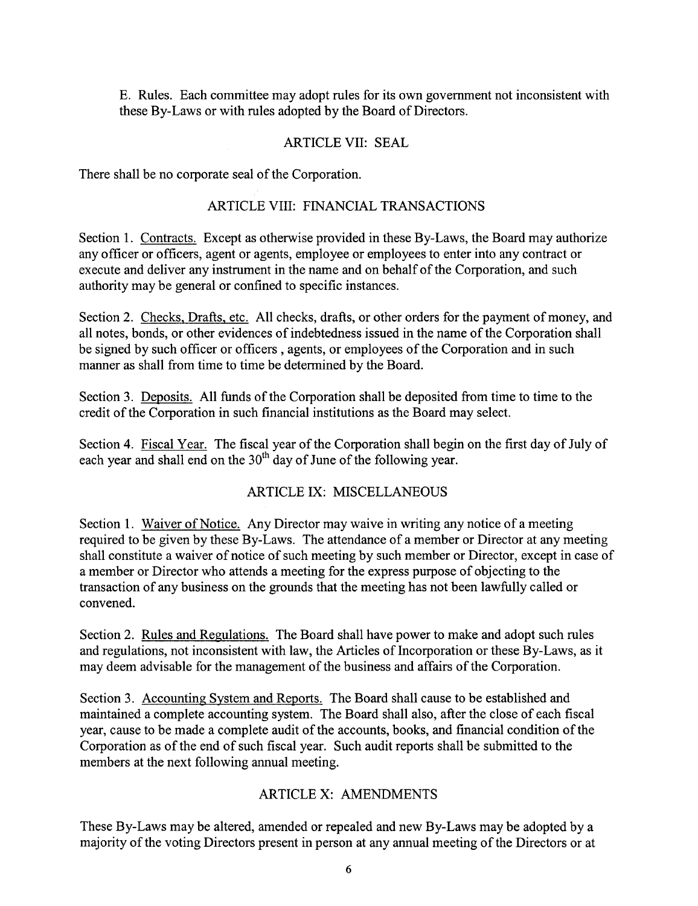E. Rules. Each committee may adopt rules for its own government not inconsistent with these By-Laws or with rules adopted by the Board of Directors.

## ARTICLE VII: SEAL

There shall be no corporate seal of the Corporation.

## ARTICLE VIII: FINANCIAL TRANSACTIONS

Section 1. Contracts. Except as otherwise provided in these By-Laws, the Board may authorize any officer or officers, agent or agents, employee or employees to enter into any contract or execute and deliver any instrument in the name and on behalf of the Corporation, and such authority may be general or confined to specific instances.

Section 2. Checks, Drafts, etc. All checks, drafts, or other orders for the payment of money, and all notes, bonds, or other evidences of indebtedness issued in the name of the Corporation shall be signed by such officer or officers , agents, or employees of the Corporation and in such manner as shall from time to time be determined by the Board.

Section 3. Deposits. All funds of the Corporation shall be deposited from time to time to the credit of the Corporation in such financial institutions as the Board may select.

Section 4. Fiscal Year. The fiscal year of the Corporation shall begin on the first day of July of each year and shall end on the 30th day of June of the following year.

## ARTICLE IX: MISCELLANEOUS

Section 1. Waiver of Notice. Any Director may waive in writing any notice of a meeting required to be given by these By-Laws. The attendance of a member or Director at any meeting shall constitute a waiver of notice of such meeting by such member or Director, except in case of a member or Director who attends a meeting for the express purpose of objecting to the transaction of any business on the grounds that the meeting has not been lawfully called or convened.

Section 2. Rules and Regulations. The Board shall have power to make and adopt such rules and regulations, not inconsistent with law, the Articles of Incorporation or these By-Laws, as it may deem advisable for the management of the business and affairs of the Corporation.

Section 3. Accounting System and Reports. The Board shall cause to be established and maintained a complete accounting system. The Board shall also, after the close of each fiscal year, cause to be made a complete audit of the accounts, books, and financial condition of the Corporation as of the end of such fiscal year. Such audit reports shall be submitted to the members at the next following annual meeting.

## ARTICLE X: AMENDMENTS

These By-Laws may be altered, amended or repealed and new By-Laws may be adopted by a majority of the voting Directors present in person at any annual meeting of the Directors or at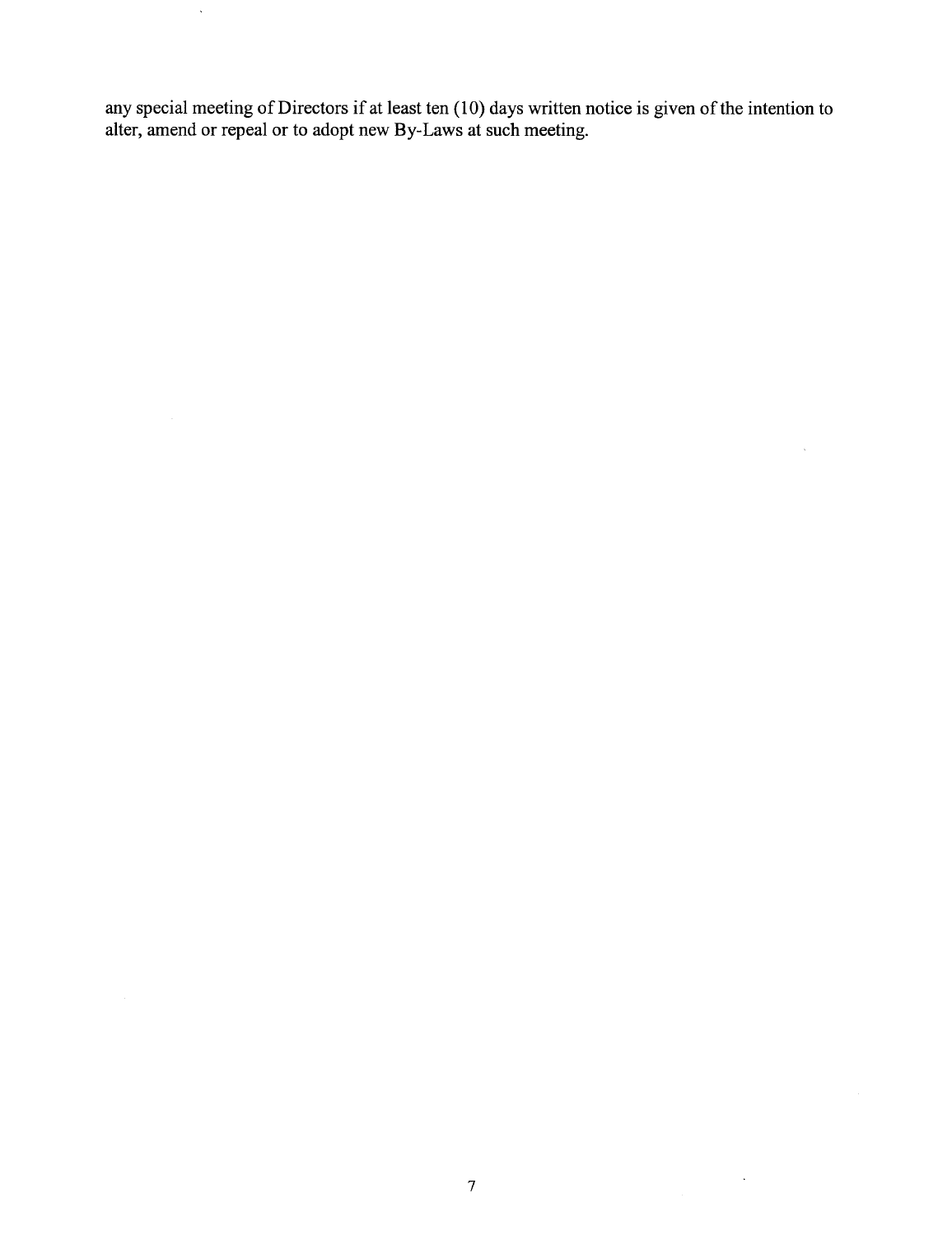any special meeting of Directors if at least ten (10) days written notice is given of the intention to alter, amend or repeal or to adopt new By-Laws at such meeting.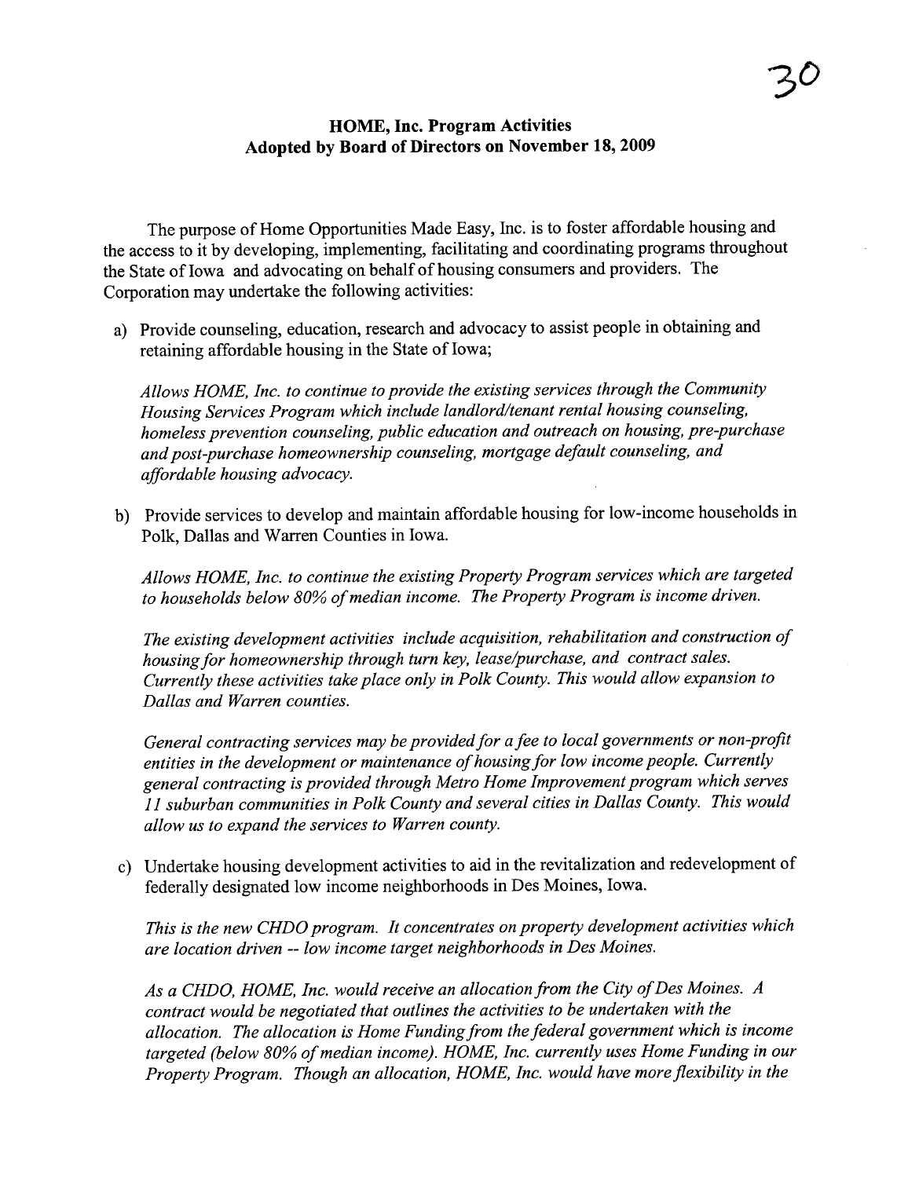## HOME, Inc. Program Activities
## Adopted by Board of Directors on November 18, 2009

The purpose of Home Opportunities Made Easy, Inc. is to foster affordable housing and the access to it by developing, implementing, facilitating and coordinating programs throughout the State of Iowa and advocating on behalf of housing consumers and providers. The Corporation may undertake the following activities:

a) Provide counseling, education, research and advocacy to assist people in obtaining and retaining affordable housing in the State of Iowa;

   *Allows HOME, Inc. to continue to provide the existing services through the Community Housing Services Program which include landlord/tenant rental housing counseling, homeless prevention counseling, public education and outreach on housing, pre-purchase and post-purchase homeownership counseling, mortgage default counseling, and affordable housing advocacy.*

b) Provide services to develop and maintain affordable housing for low-income households in Polk, Dallas and Warren Counties in Iowa.

   *Allows HOME, Inc. to continue the existing Property Program services which are targeted to households below 80% of median income. The Property Program is income driven.*

   *The existing development activities include acquisition, rehabilitation and construction of housing for homeownership through turn key, lease/purchase, and contract sales. Currently these activities take place only in Polk County. This would allow expansion to Dallas and Warren counties.*

   *General contracting services may be provided for a fee to local governments or non-profit entities in the development or maintenance of housing for low income people. Currently general contracting is provided through Metro Home Improvement program which serves 11 suburban communities in Polk County and several cities in Dallas County. This would allow us to expand the services to Warren county.*

c) Undertake housing development activities to aid in the revitalization and redevelopment of federally designated low income neighborhoods in Des Moines, Iowa.

   *This is the new CHDO program. It concentrates on property development activities which are location driven -- low income target neighborhoods in Des Moines.*

   *As a CHDO, HOME, Inc. would receive an allocation from the City of Des Moines. A contract would be negotiated that outlines the activities to be undertaken with the allocation. The allocation is Home Funding from the federal government which is income targeted (below 80% of median income). HOME, Inc. currently uses Home Funding in our Property Program. Though an allocation, HOME, Inc. would have more flexibility in the*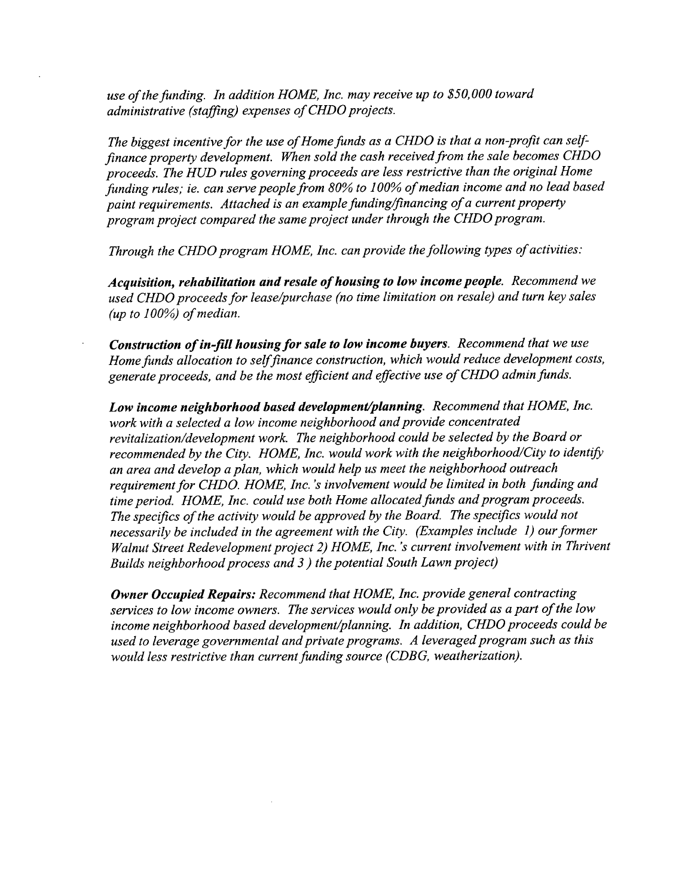*use of the funding. In addition HOME, Inc. may receive up to $50,000 toward administrative (staffing) expenses of CHDO projects.*

*The biggest incentive for the use of Home funds as a CHDO is that a non-profit can self-finance property development. When sold the cash received from the sale becomes CHDO proceeds. The HUD rules governing proceeds are less restrictive than the original Home funding rules; ie. can serve people from 80% to 100% of median income and no lead based paint requirements. Attached is an example funding/financing of a current property program project compared the same project under through the CHDO program.*

*Through the CHDO program HOME, Inc. can provide the following types of activities:*

***Acquisition, rehabilitation and resale of housing to low income people.*** *Recommend we used CHDO proceeds for lease/purchase (no time limitation on resale) and turn key sales (up to 100%) of median.*

***Construction of in-fill housing for sale to low income buyers.*** *Recommend that we use Home funds allocation to self finance construction, which would reduce development costs, generate proceeds, and be the most efficient and effective use of CHDO admin funds.*

***Low income neighborhood based development/planning.*** *Recommend that HOME, Inc. work with a selected a low income neighborhood and provide concentrated revitalization/development work. The neighborhood could be selected by the Board or recommended by the City. HOME, Inc. would work with the neighborhood/City to identify an area and develop a plan, which would help us meet the neighborhood outreach requirement for CHDO. HOME, Inc.'s involvement would be limited in both funding and time period. HOME, Inc. could use both Home allocated funds and program proceeds. The specifics of the activity would be approved by the Board. The specifics would not necessarily be included in the agreement with the City. (Examples include 1) our former Walnut Street Redevelopment project 2) HOME, Inc.'s current involvement with in Thrivent Builds neighborhood process and 3 ) the potential South Lawn project)*

***Owner Occupied Repairs:*** *Recommend that HOME, Inc. provide general contracting services to low income owners. The services would only be provided as a part of the low income neighborhood based development/planning. In addition, CHDO proceeds could be used to leverage governmental and private programs. A leveraged program such as this would less restrictive than current funding source (CDBG, weatherization).*